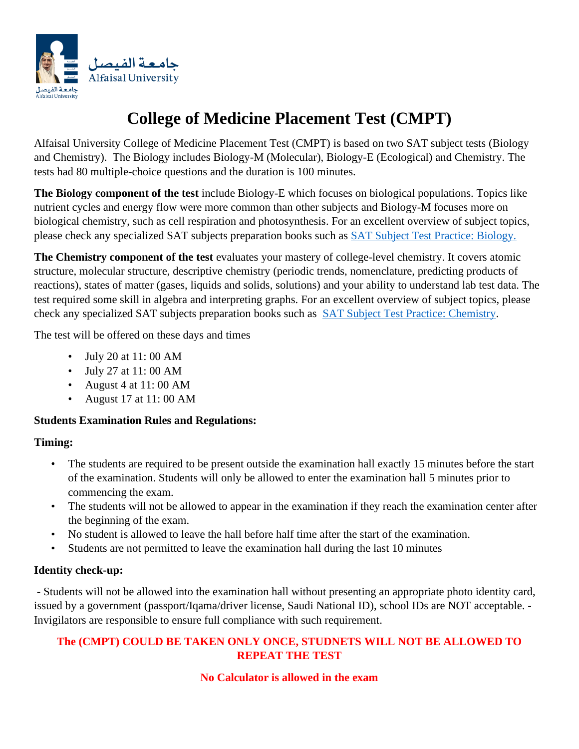جامعة الفيصل
Alfaisal University

# College of Medicine Placement Test (CMPT)

Alfaisal University College of Medicine Placement Test (CMPT) is based on two SAT subject tests (Biology and Chemistry). The Biology includes Biology-M (Molecular), Biology-E (Ecological) and Chemistry. The tests had 80 multiple-choice questions and the duration is 100 minutes.

**The Biology component of the test** include Biology-E which focuses on biological populations. Topics like nutrient cycles and energy flow were more common than other subjects and Biology-M focuses more on biological chemistry, such as cell respiration and photosynthesis. For an excellent overview of subject topics, please check any specialized SAT subjects preparation books such as [SAT Subject Test Practice: Biology.]

**The Chemistry component of the test** evaluates your mastery of college-level chemistry. It covers atomic structure, molecular structure, descriptive chemistry (periodic trends, nomenclature, predicting products of reactions), states of matter (gases, liquids and solids, solutions) and your ability to understand lab test data. The test required some skill in algebra and interpreting graphs. For an excellent overview of subject topics, please check any specialized SAT subjects preparation books such as [SAT Subject Test Practice: Chemistry].

The test will be offered on these days and times

- July 20 at 11: 00 AM
- July 27 at 11: 00 AM
- August 4 at 11: 00 AM
- August 17 at 11: 00 AM

**Students Examination Rules and Regulations:**

**Timing:**

- The students are required to be present outside the examination hall exactly 15 minutes before the start of the examination. Students will only be allowed to enter the examination hall 5 minutes prior to commencing the exam.
- The students will not be allowed to appear in the examination if they reach the examination center after the beginning of the exam.
- No student is allowed to leave the hall before half time after the start of the examination.
- Students are not permitted to leave the examination hall during the last 10 minutes

**Identity check-up:**

- Students will not be allowed into the examination hall without presenting an appropriate photo identity card, issued by a government (passport/Iqama/driver license, Saudi National ID), school IDs are NOT acceptable. - Invigilators are responsible to ensure full compliance with such requirement.

**The (CMPT) COULD BE TAKEN ONLY ONCE, STUDNETS WILL NOT BE ALLOWED TO REPEAT THE TEST**

**No Calculator is allowed in the exam**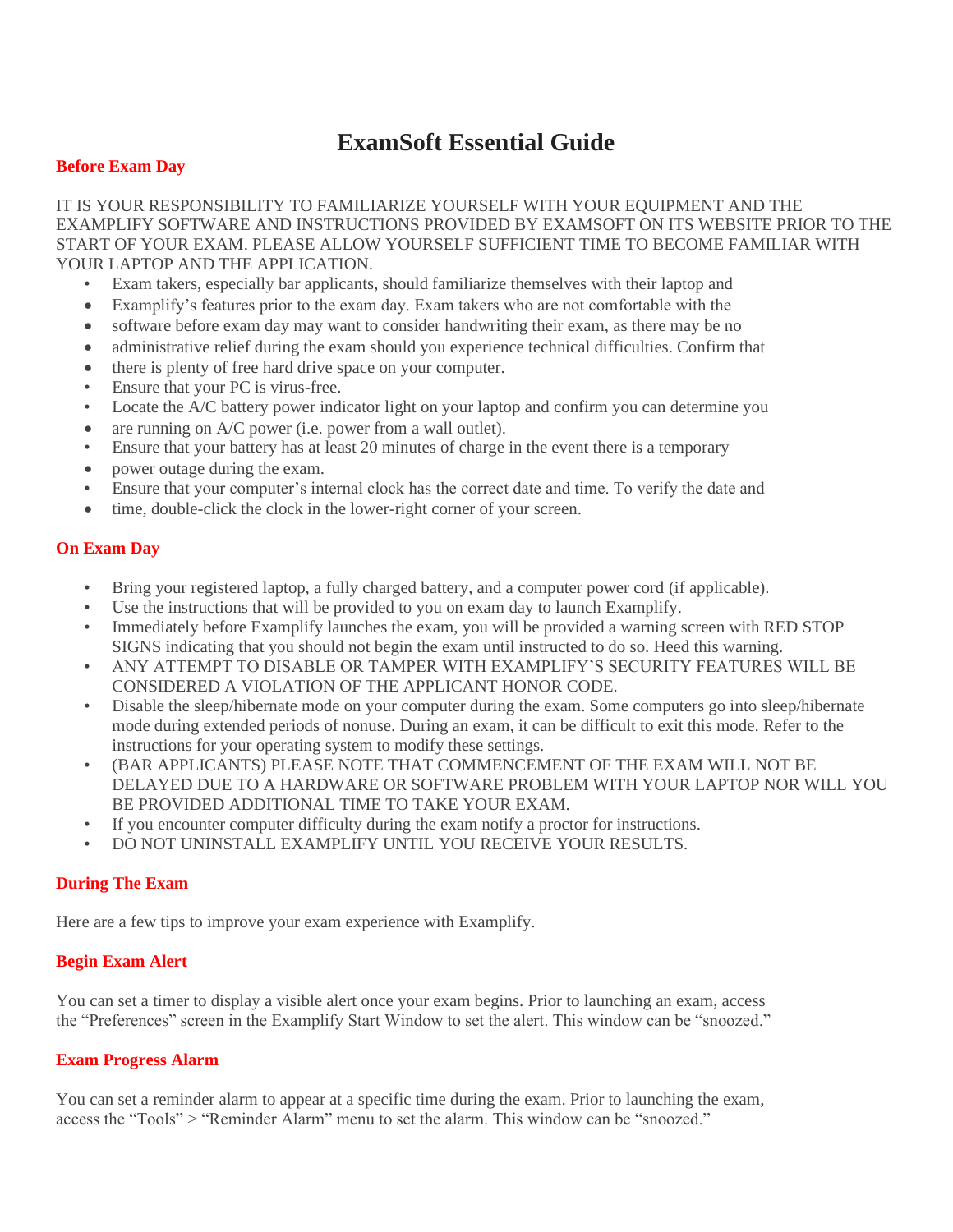# ExamSoft Essential Guide

**Before Exam Day**

IT IS YOUR RESPONSIBILITY TO FAMILIARIZE YOURSELF WITH YOUR EQUIPMENT AND THE EXAMPLIFY SOFTWARE AND INSTRUCTIONS PROVIDED BY EXAMSOFT ON ITS WEBSITE PRIOR TO THE START OF YOUR EXAM. PLEASE ALLOW YOURSELF SUFFICIENT TIME TO BECOME FAMILIAR WITH YOUR LAPTOP AND THE APPLICATION.

- Exam takers, especially bar applicants, should familiarize themselves with their laptop and
- Examplify's features prior to the exam day. Exam takers who are not comfortable with the
- software before exam day may want to consider handwriting their exam, as there may be no
- administrative relief during the exam should you experience technical difficulties. Confirm that
- there is plenty of free hard drive space on your computer.
- Ensure that your PC is virus-free.
- Locate the A/C battery power indicator light on your laptop and confirm you can determine you
- are running on A/C power (i.e. power from a wall outlet).
- Ensure that your battery has at least 20 minutes of charge in the event there is a temporary
- power outage during the exam.
- Ensure that your computer's internal clock has the correct date and time. To verify the date and
- time, double-click the clock in the lower-right corner of your screen.

**On Exam Day**

- Bring your registered laptop, a fully charged battery, and a computer power cord (if applicable).
- Use the instructions that will be provided to you on exam day to launch Examplify.
- Immediately before Examplify launches the exam, you will be provided a warning screen with RED STOP SIGNS indicating that you should not begin the exam until instructed to do so. Heed this warning.
- ANY ATTEMPT TO DISABLE OR TAMPER WITH EXAMPLIFY'S SECURITY FEATURES WILL BE CONSIDERED A VIOLATION OF THE APPLICANT HONOR CODE.
- Disable the sleep/hibernate mode on your computer during the exam. Some computers go into sleep/hibernate mode during extended periods of nonuse. During an exam, it can be difficult to exit this mode. Refer to the instructions for your operating system to modify these settings.
- (BAR APPLICANTS) PLEASE NOTE THAT COMMENCEMENT OF THE EXAM WILL NOT BE DELAYED DUE TO A HARDWARE OR SOFTWARE PROBLEM WITH YOUR LAPTOP NOR WILL YOU BE PROVIDED ADDITIONAL TIME TO TAKE YOUR EXAM.
- If you encounter computer difficulty during the exam notify a proctor for instructions.
- DO NOT UNINSTALL EXAMPLIFY UNTIL YOU RECEIVE YOUR RESULTS.

**During The Exam**

Here are a few tips to improve your exam experience with Examplify.

**Begin Exam Alert**

You can set a timer to display a visible alert once your exam begins. Prior to launching an exam, access the "Preferences" screen in the Examplify Start Window to set the alert. This window can be "snoozed."

**Exam Progress Alarm**

You can set a reminder alarm to appear at a specific time during the exam. Prior to launching the exam, access the "Tools" > "Reminder Alarm" menu to set the alarm. This window can be "snoozed."